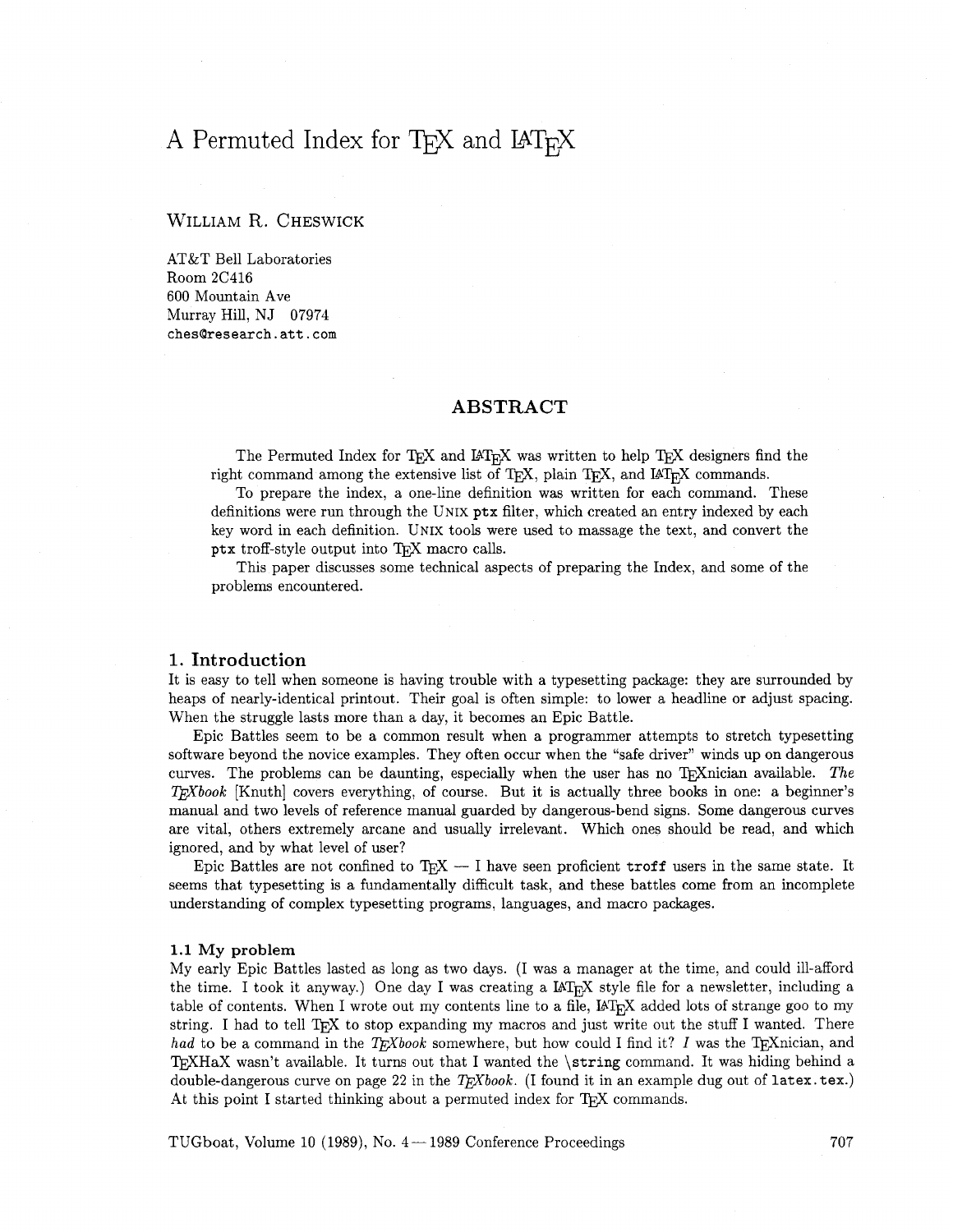# A Permuted Index for TEX and LATEX

WILLIAM R. CHESWICK

AT&T Bell Laboratories
Room 2C416
600 Mountain Ave
Murray Hill, NJ 07974
`ches@research.att.com`

## ABSTRACT

The Permuted Index for TEX and LATEX was written to help TEX designers find the right command among the extensive list of TEX, plain TEX, and LATEX commands.

To prepare the index, a one-line definition was written for each command. These definitions were run through the UNIX `ptx` filter, which created an entry indexed by each key word in each definition. UNIX tools were used to massage the text, and convert the `ptx` troff-style output into TEX macro calls.

This paper discusses some technical aspects of preparing the Index, and some of the problems encountered.

## 1. Introduction

It is easy to tell when someone is having trouble with a typesetting package: they are surrounded by heaps of nearly-identical printout. Their goal is often simple: to lower a headline or adjust spacing. When the struggle lasts more than a day, it becomes an Epic Battle.

Epic Battles seem to be a common result when a programmer attempts to stretch typesetting software beyond the novice examples. They often occur when the "safe driver" winds up on dangerous curves. The problems can be daunting, especially when the user has no TEXnician available. *The TEXbook* [Knuth] covers everything, of course. But it is actually three books in one: a beginner's manual and two levels of reference manual guarded by dangerous-bend signs. Some dangerous curves are vital, others extremely arcane and usually irrelevant. Which ones should be read, and which ignored, and by what level of user?

Epic Battles are not confined to TEX — I have seen proficient `troff` users in the same state. It seems that typesetting is a fundamentally difficult task, and these battles come from an incomplete understanding of complex typesetting programs, languages, and macro packages.

### 1.1 My problem

My early Epic Battles lasted as long as two days. (I was a manager at the time, and could ill-afford the time. I took it anyway.) One day I was creating a LATEX style file for a newsletter, including a table of contents. When I wrote out my contents line to a file, LATEX added lots of strange goo to my string. I had to tell TEX to stop expanding my macros and just write out the stuff I wanted. There *had* to be a command in the *TEXbook* somewhere, but how could I find it? *I* was the TEXnician, and TEXHaX wasn't available. It turns out that I wanted the `\string` command. It was hiding behind a double-dangerous curve on page 22 in the *TEXbook*. (I found it in an example dug out of `latex.tex`.) At this point I started thinking about a permuted index for TEX commands.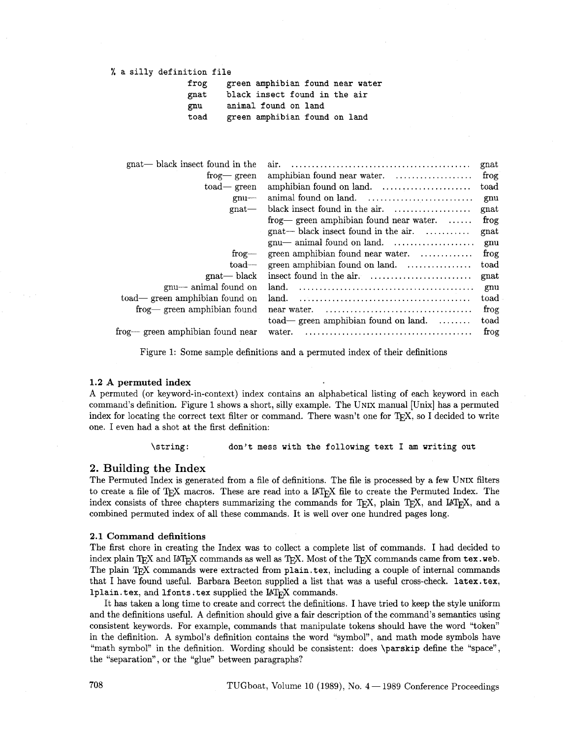```
% a silly definition file
              frog    green amphibian found near water
              gnat    black insect found in the air
              gnu     animal found on land
              toad    green amphibian found on land
```

| | | |
|---:|:---|---:|
| gnat— black insect found in the | air. | gnat |
| frog— green | amphibian found near water. | frog |
| toad— green | amphibian found on land. | toad |
| gnu— | animal found on land. | gnu |
| gnat— | black insect found in the air. | gnat |
| | frog— green amphibian found near water. | frog |
| | gnat— black insect found in the air. | gnat |
| | gnu— animal found on land. | gnu |
| frog— | green amphibian found near water. | frog |
| toad— | green amphibian found on land. | toad |
| gnat— black | insect found in the air. | gnat |
| gnu— animal found on | land. | gnu |
| toad— green amphibian found on | land. | toad |
| frog— green amphibian found | near water. | frog |
| | toad— green amphibian found on land. | toad |
| frog— green amphibian found near | water. | frog |

Figure 1: Some sample definitions and a permuted index of their definitions

### 1.2 A permuted index

A permuted (or keyword-in-context) index contains an alphabetical listing of each keyword in each command's definition. Figure 1 shows a short, silly example. The UNIX manual [Unix] has a permuted index for locating the correct text filter or command. There wasn't one for TeX, so I decided to write one. I even had a shot at the first definition:

```
\string:        don't mess with the following text I am writing out
```

## 2. Building the Index

The Permuted Index is generated from a file of definitions. The file is processed by a few UNIX filters to create a file of TeX macros. These are read into a LaTeX file to create the Permuted Index. The index consists of three chapters summarizing the commands for TeX, plain TeX, and LaTeX, and a combined permuted index of all these commands. It is well over one hundred pages long.

### 2.1 Command definitions

The first chore in creating the Index was to collect a complete list of commands. I had decided to index plain TeX and LaTeX commands as well as TeX. Most of the TeX commands came from `tex.web`. The plain TeX commands were extracted from `plain.tex`, including a couple of internal commands that I have found useful. Barbara Beeton supplied a list that was a useful cross-check. `latex.tex`, `lplain.tex`, and `lfonts.tex` supplied the LaTeX commands.

It has taken a long time to create and correct the definitions. I have tried to keep the style uniform and the definitions useful. A definition should give a fair description of the command's semantics using consistent keywords. For example, commands that manipulate tokens should have the word "token" in the definition. A symbol's definition contains the word "symbol", and math mode symbols have "math symbol" in the definition. Wording should be consistent: does `\parskip` define the "space", the "separation", or the "glue" between paragraphs?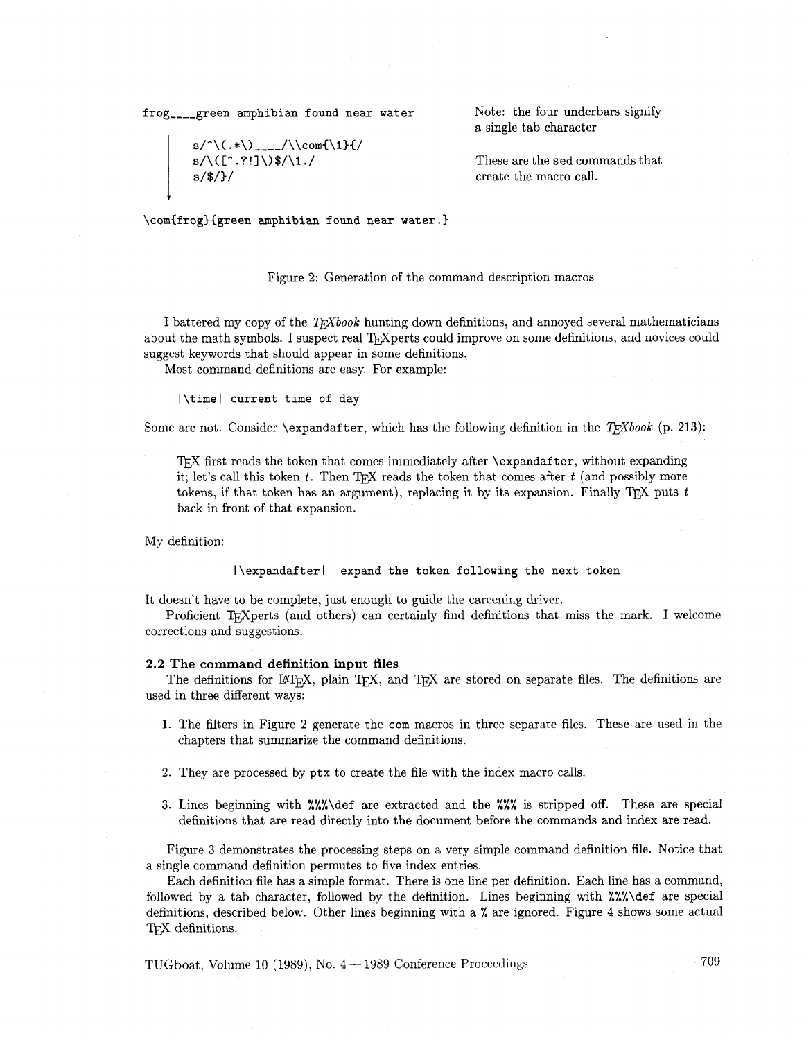```
frog____green amphibian found near water

     s/^\(.*\)____/\\com{\1}{/
     s/\([^.?!]\)$/\1./
     s/$/}/

\com{frog}{green amphibian found near water.}
```

Note: the four underbars signify a single tab character

These are the sed commands that create the macro call.

Figure 2: Generation of the command description macros

I battered my copy of the *TeXbook* hunting down definitions, and annoyed several mathematicians about the math symbols. I suspect real TeXperts could improve on some definitions, and novices could suggest keywords that should appear in some definitions.

Most command definitions are easy. For example:

```
|\time| current time of day
```

Some are not. Consider `\expandafter`, which has the following definition in the *TeXbook* (p. 213):

> TeX first reads the token that comes immediately after `\expandafter`, without expanding it; let's call this token *t*. Then TeX reads the token that comes after *t* (and possibly more tokens, if that token has an argument), replacing it by its expansion. Finally TeX puts *t* back in front of that expansion.

My definition:

```
|\expandafter|  expand the token following the next token
```

It doesn't have to be complete, just enough to guide the careening driver.

Proficient TeXperts (and others) can certainly find definitions that miss the mark. I welcome corrections and suggestions.

### 2.2 The command definition input files

The definitions for LaTeX, plain TeX, and TeX are stored on separate files. The definitions are used in three different ways:

1. The filters in Figure 2 generate the `com` macros in three separate files. These are used in the chapters that summarize the command definitions.
2. They are processed by `ptx` to create the file with the index macro calls.
3. Lines beginning with `%%%\def` are extracted and the `%%%` is stripped off. These are special definitions that are read directly into the document before the commands and index are read.

Figure 3 demonstrates the processing steps on a very simple command definition file. Notice that a single command definition permutes to five index entries.

Each definition file has a simple format. There is one line per definition. Each line has a command, followed by a tab character, followed by the definition. Lines beginning with `%%%\def` are special definitions, described below. Other lines beginning with a `%` are ignored. Figure 4 shows some actual TeX definitions.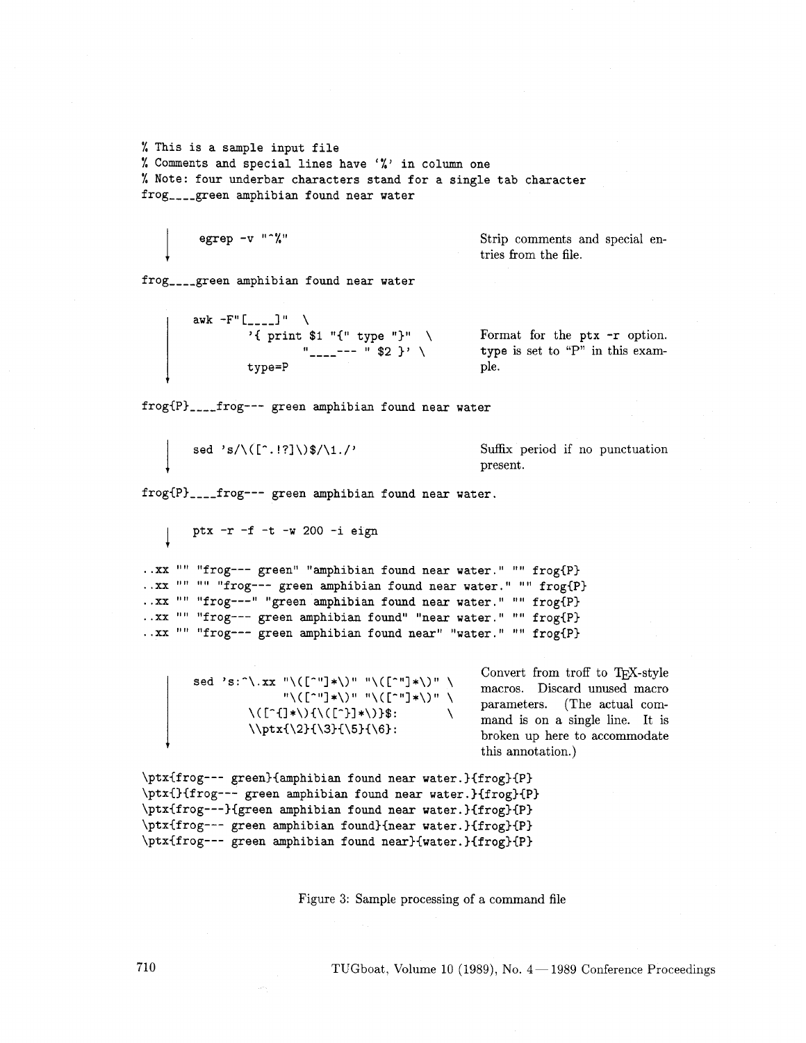```
% This is a sample input file
% Comments and special lines have '%' in column one
% Note: four underbar characters stand for a single tab character
frog____green amphibian found near water
```

```
    egrep -v "^%"
```

Strip comments and special entries from the file.

```
frog____green amphibian found near water
```

```
    awk -F"[____]" \
        '{ print $1 "{" type "}" \
             "____--- " $2 }' \
        type=P
```

Format for the ptx -r option. type is set to "P" in this example.

```
frog{P}____frog--- green amphibian found near water
```

```
    sed 's/\([^.!?]\)$/\1./'
```

Suffix period if no punctuation present.

```
frog{P}____frog--- green amphibian found near water.
```

```
    ptx -r -f -t -w 200 -i eign
```

```
..xx "" "frog--- green" "amphibian found near water." "" frog{P}
..xx "" "" "frog--- green amphibian found near water." "" frog{P}
..xx "" "frog---" "green amphibian found near water." "" frog{P}
..xx "" "frog--- green amphibian found" "near water." "" frog{P}
..xx "" "frog--- green amphibian found near" "water." "" frog{P}
```

```
    sed 's:^\.xx "\([^"]*\)" "\([^"]*\)" \
            "\([^"]*\)" "\([^"]*\)" \
        \([^{]*\){\([^}]*\)}$:        \
        \\ptx{\2}{\3}{\5}{\6}:
```

Convert from troff to TeX-style macros. Discard unused macro parameters. (The actual command is on a single line. It is broken up here to accommodate this annotation.)

```
\ptx{frog--- green}{amphibian found near water.}{frog}{P}
\ptx{}{frog--- green amphibian found near water.}{frog}{P}
\ptx{frog---}{green amphibian found near water.}{frog}{P}
\ptx{frog--- green amphibian found}{near water.}{frog}{P}
\ptx{frog--- green amphibian found near}{water.}{frog}{P}
```

Figure 3: Sample processing of a command file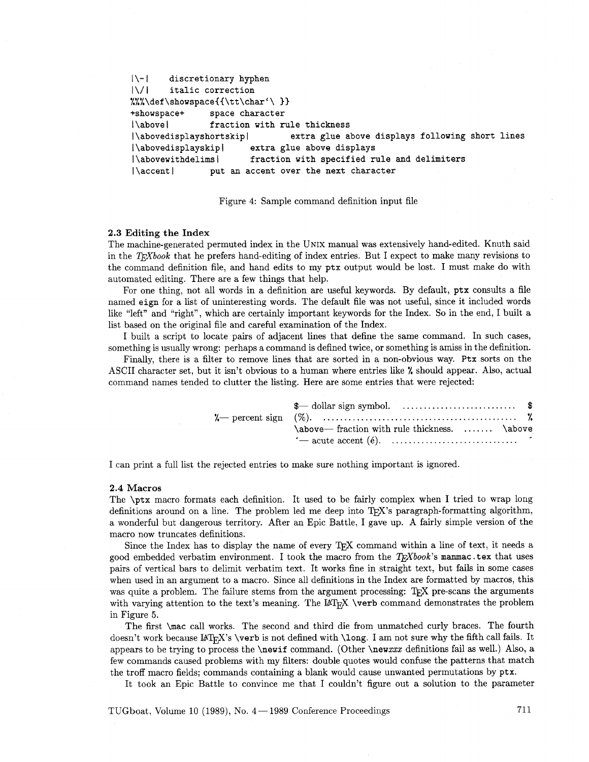```
|\-|    discretionary hyphen
|\/|    italic correction
%%%\def\showspace{{\tt\char'\ }}
+showspace+     space character
|\above|        fraction with rule thickness
|\abovedisplayshortskip|        extra glue above displays following short lines
|\abovedisplayskip|     extra glue above displays
|\abovewithdelims|      fraction with specified rule and delimiters
|\accent|       put an accent over the next character
```

Figure 4: Sample command definition input file

### 2.3 Editing the Index

The machine-generated permuted index in the UNIX manual was extensively hand-edited. Knuth said in the *TEXbook* that he prefers hand-editing of index entries. But I expect to make many revisions to the command definition file, and hand edits to my `ptx` output would be lost. I must make do with automated editing. There are a few things that help.

For one thing, not all words in a definition are useful keywords. By default, `ptx` consults a file named `eign` for a list of uninteresting words. The default file was not useful, since it included words like "left" and "right", which are certainly important keywords for the Index. So in the end, I built a list based on the original file and careful examination of the Index.

I built a script to locate pairs of adjacent lines that define the same command. In such cases, something is usually wrong: perhaps a command is defined twice, or something is amiss in the definition.

Finally, there is a filter to remove lines that are sorted in a non-obvious way. `Ptx` sorts on the ASCII character set, but it isn't obvious to a human where entries like `%` should appear. Also, actual command names tended to clutter the listing. Here are some entries that were rejected:

| | | |
|---|---|---|
| | `$`— dollar sign symbol. .......................... | `$` |
| `%`— percent sign | (%). ............................................ | `%` |
| | `\above`— fraction with rule thickness. ....... | `\above` |
| | `'`— acute accent (é). ............................. | `'` |

I can print a full list the rejected entries to make sure nothing important is ignored.

### 2.4 Macros

The `\ptx` macro formats each definition. It used to be fairly complex when I tried to wrap long definitions around on a line. The problem led me deep into TEX's paragraph-formatting algorithm, a wonderful but dangerous territory. After an Epic Battle, I gave up. A fairly simple version of the macro now truncates definitions.

Since the Index has to display the name of every TEX command within a line of text, it needs a good embedded verbatim environment. I took the macro from the *TEXbook*'s `manmac.tex` that uses pairs of vertical bars to delimit verbatim text. It works fine in straight text, but fails in some cases when used in an argument to a macro. Since all definitions in the Index are formatted by macros, this was quite a problem. The failure stems from the argument processing: TEX pre-scans the arguments with varying attention to the text's meaning. The LATEX `\verb` command demonstrates the problem in Figure 5.

The first `\mac` call works. The second and third die from unmatched curly braces. The fourth doesn't work because LATEX's `\verb` is not defined with `\long`. I am not sure why the fifth call fails. It appears to be trying to process the `\newif` command. (Other `\new`*xxx* definitions fail as well.) Also, a few commands caused problems with my filters: double quotes would confuse the patterns that match the troff macro fields; commands containing a blank would cause unwanted permutations by `ptx`.

It took an Epic Battle to convince me that I couldn't figure out a solution to the parameter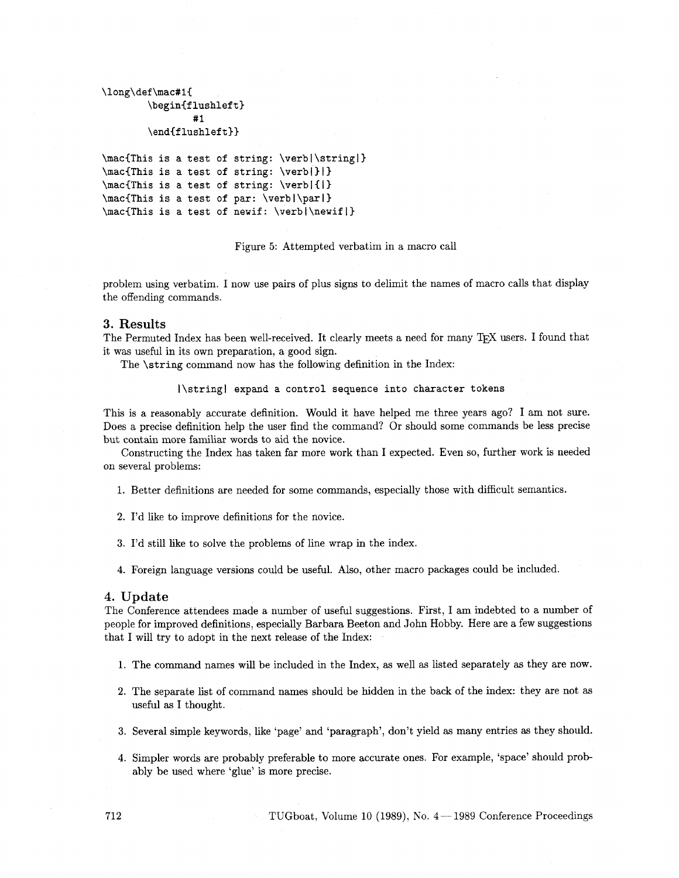```
\long\def\mac#1{
        \begin{flushleft}
                #1
        \end{flushleft}}

\mac{This is a test of string: \verb|\string|}
\mac{This is a test of string: \verb|}|}
\mac{This is a test of string: \verb|{|}
\mac{This is a test of par: \verb|\par|}
\mac{This is a test of newif: \verb|\newif|}
```

Figure 5: Attempted verbatim in a macro call

problem using verbatim. I now use pairs of plus signs to delimit the names of macro calls that display the offending commands.

## 3. Results

The Permuted Index has been well-received. It clearly meets a need for many TeX users. I found that it was useful in its own preparation, a good sign.

The `\string` command now has the following definition in the Index:

```
|\string| expand a control sequence into character tokens
```

This is a reasonably accurate definition. Would it have helped me three years ago? I am not sure. Does a precise definition help the user find the command? Or should some commands be less precise but contain more familiar words to aid the novice.

Constructing the Index has taken far more work than I expected. Even so, further work is needed on several problems:

1. Better definitions are needed for some commands, especially those with difficult semantics.
2. I'd like to improve definitions for the novice.
3. I'd still like to solve the problems of line wrap in the index.
4. Foreign language versions could be useful. Also, other macro packages could be included.

## 4. Update

The Conference attendees made a number of useful suggestions. First, I am indebted to a number of people for improved definitions, especially Barbara Beeton and John Hobby. Here are a few suggestions that I will try to adopt in the next release of the Index:

1. The command names will be included in the Index, as well as listed separately as they are now.
2. The separate list of command names should be hidden in the back of the index: they are not as useful as I thought.
3. Several simple keywords, like 'page' and 'paragraph', don't yield as many entries as they should.
4. Simpler words are probably preferable to more accurate ones. For example, 'space' should probably be used where 'glue' is more precise.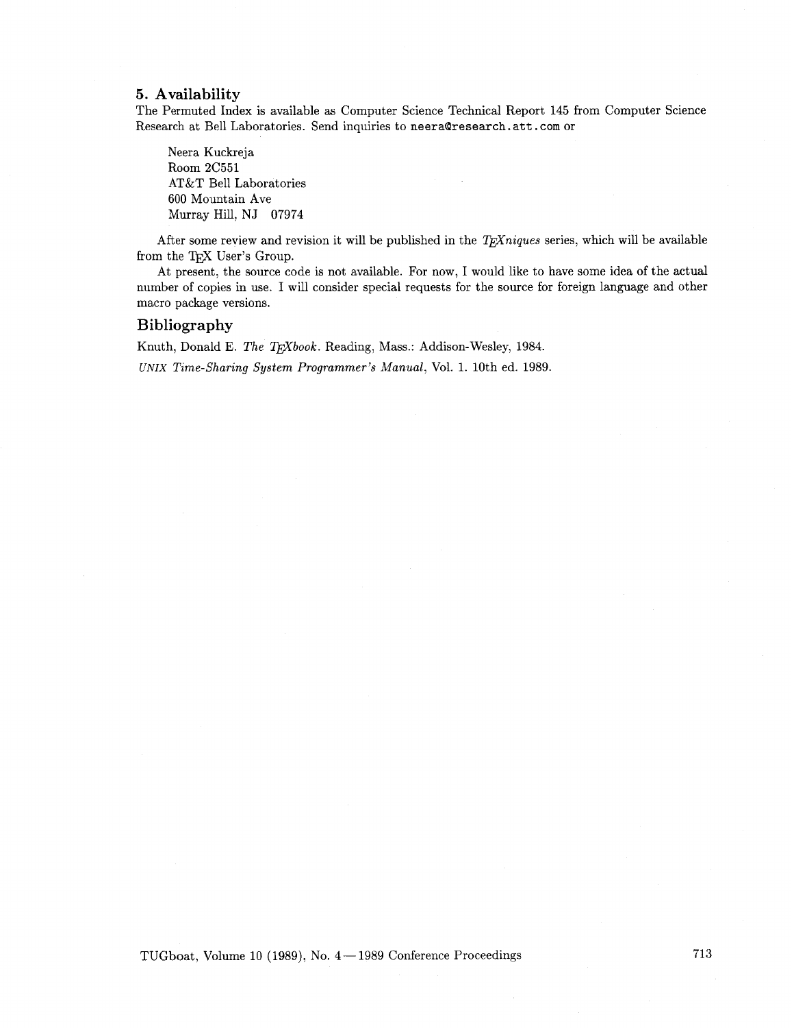## 5. Availability

The Permuted Index is available as Computer Science Technical Report 145 from Computer Science Research at Bell Laboratories. Send inquiries to `neera@research.att.com` or

Neera Kuckreja
Room 2C551
AT&T Bell Laboratories
600 Mountain Ave
Murray Hill, NJ 07974

After some review and revision it will be published in the *TEXniques* series, which will be available from the TEX User's Group.

At present, the source code is not available. For now, I would like to have some idea of the actual number of copies in use. I will consider special requests for the source for foreign language and other macro package versions.

## Bibliography

Knuth, Donald E. *The TEXbook*. Reading, Mass.: Addison-Wesley, 1984.

*UNIX Time-Sharing System Programmer's Manual*, Vol. 1. 10th ed. 1989.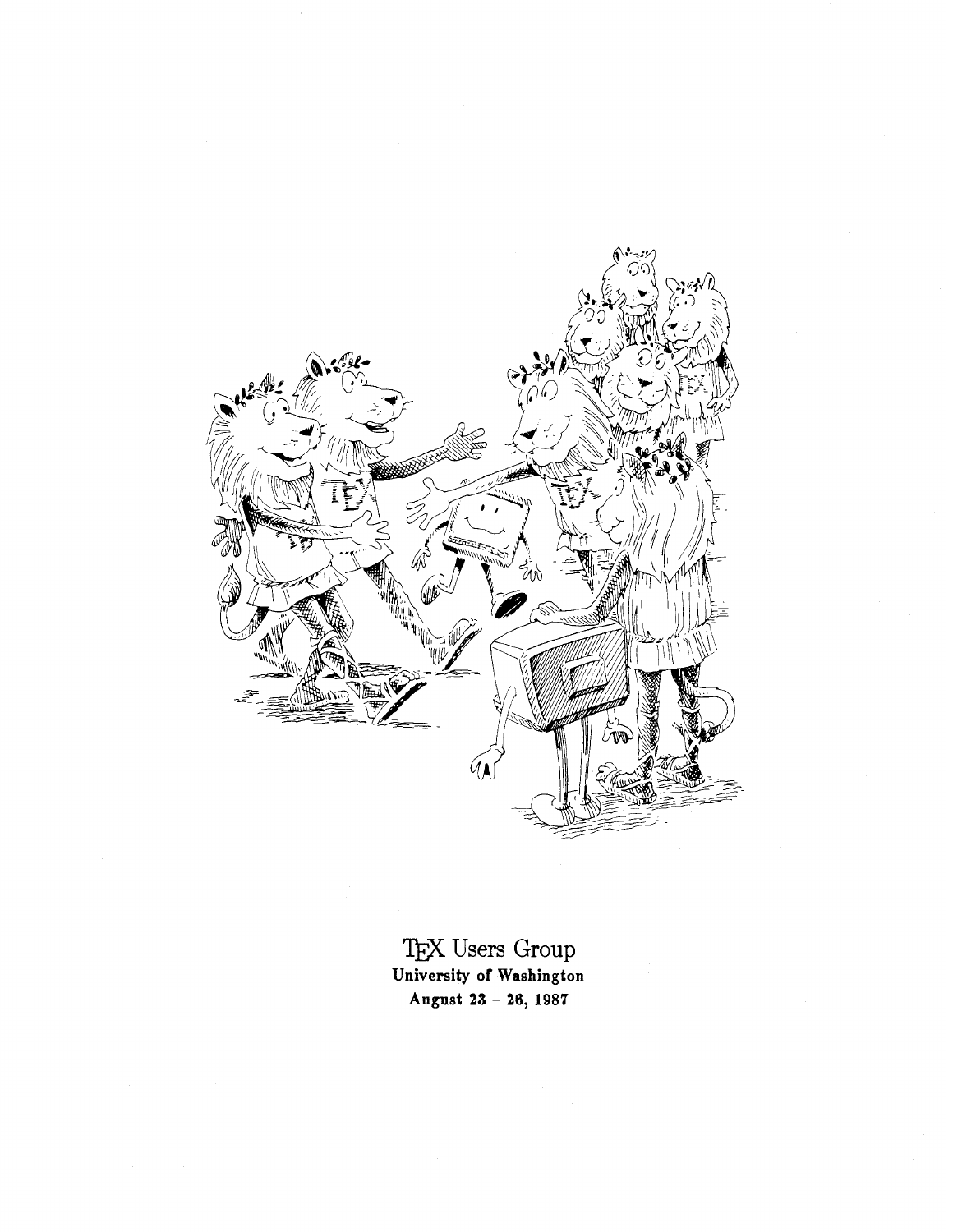TEX Users Group

**University of Washington**

**August 23 – 26, 1987**